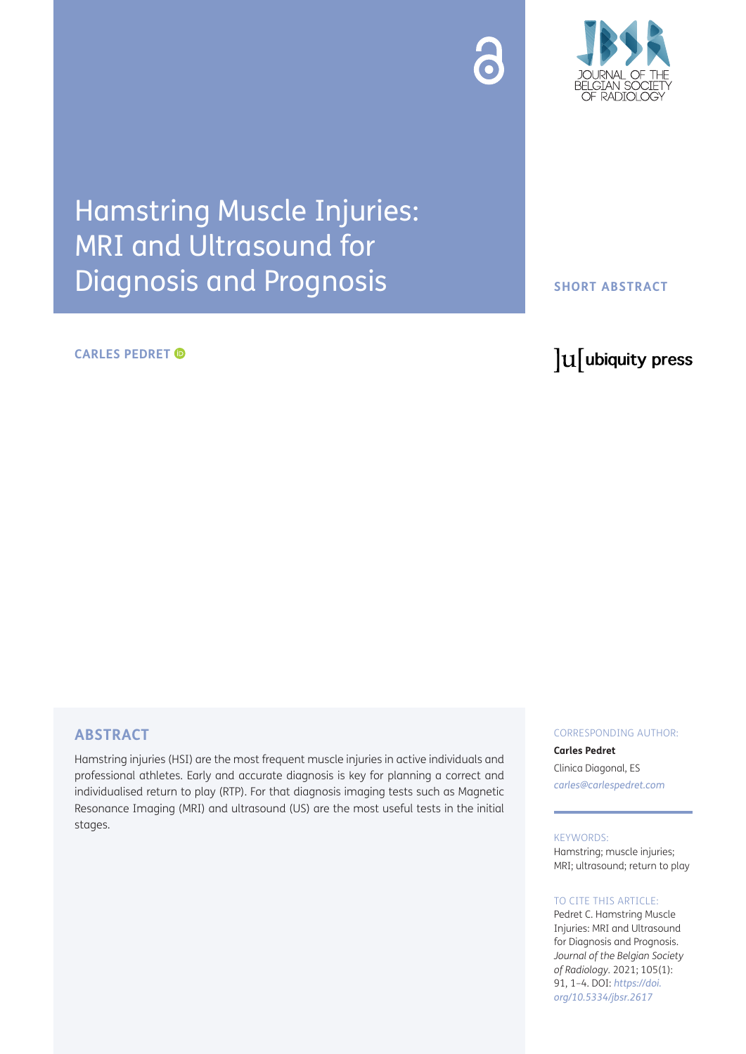# Hamstring Muscle Injuries: MRI and Ultrasound for Diagnosis and Prognosis

**SHORT ABSTRACT**

**CARLES PEDRET**

## ABSTRACT

Hamstring injuries (HSI) are the most frequent muscle injuries in active individuals and professional athletes. Early and accurate diagnosis is key for planning a correct and individualised return to play (RTP). For that diagnosis imaging tests such as Magnetic Resonance Imaging (MRI) and ultrasound (US) are the most useful tests in the initial stages.

CORRESPONDING AUTHOR:

**Carles Pedret**

Clinica Diagonal, ES

*carles@carlespedret.com*

KEYWORDS:

Hamstring; muscle injuries; MRI; ultrasound; return to play

TO CITE THIS ARTICLE:

Pedret C. Hamstring Muscle Injuries: MRI and Ultrasound for Diagnosis and Prognosis. *Journal of the Belgian Society of Radiology*. 2021; 105(1): 91, 1–4. DOI: *https://doi.org/10.5334/jbsr.2617*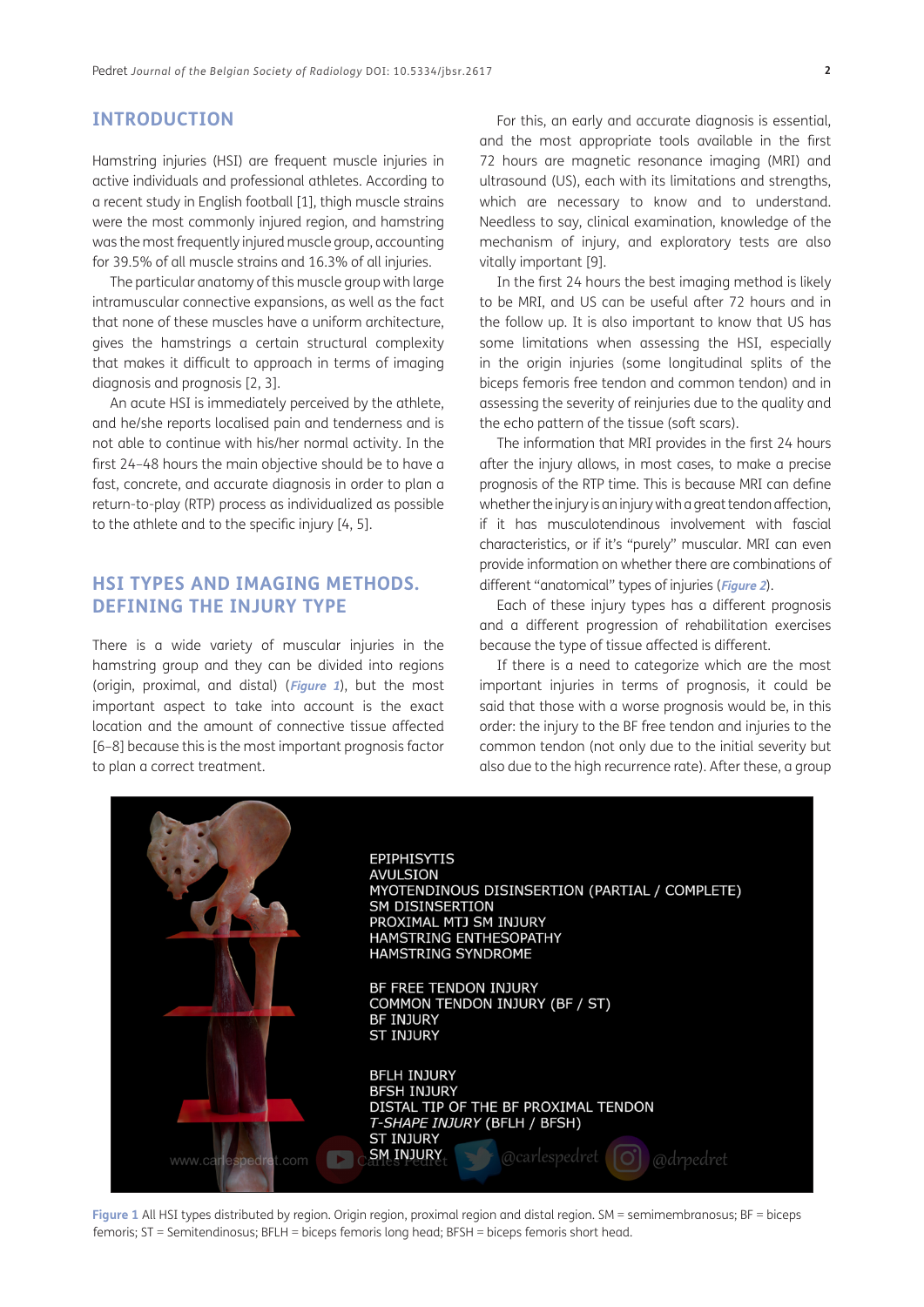## INTRODUCTION

Hamstring injuries (HSI) are frequent muscle injuries in active individuals and professional athletes. According to a recent study in English football [1], thigh muscle strains were the most commonly injured region, and hamstring was the most frequently injured muscle group, accounting for 39.5% of all muscle strains and 16.3% of all injuries.

The particular anatomy of this muscle group with large intramuscular connective expansions, as well as the fact that none of these muscles have a uniform architecture, gives the hamstrings a certain structural complexity that makes it difficult to approach in terms of imaging diagnosis and prognosis [2, 3].

An acute HSI is immediately perceived by the athlete, and he/she reports localised pain and tenderness and is not able to continue with his/her normal activity. In the first 24–48 hours the main objective should be to have a fast, concrete, and accurate diagnosis in order to plan a return-to-play (RTP) process as individualized as possible to the athlete and to the specific injury [4, 5].

## HSI TYPES AND IMAGING METHODS. DEFINING THE INJURY TYPE

There is a wide variety of muscular injuries in the hamstring group and they can be divided into regions (origin, proximal, and distal) (***Figure 1***), but the most important aspect to take into account is the exact location and the amount of connective tissue affected [6–8] because this is the most important prognosis factor to plan a correct treatment.

For this, an early and accurate diagnosis is essential, and the most appropriate tools available in the first 72 hours are magnetic resonance imaging (MRI) and ultrasound (US), each with its limitations and strengths, which are necessary to know and to understand. Needless to say, clinical examination, knowledge of the mechanism of injury, and exploratory tests are also vitally important [9].

In the first 24 hours the best imaging method is likely to be MRI, and US can be useful after 72 hours and in the follow up. It is also important to know that US has some limitations when assessing the HSI, especially in the origin injuries (some longitudinal splits of the biceps femoris free tendon and common tendon) and in assessing the severity of reinjuries due to the quality and the echo pattern of the tissue (soft scars).

The information that MRI provides in the first 24 hours after the injury allows, in most cases, to make a precise prognosis of the RTP time. This is because MRI can define whether the injury is an injury with a great tendon affection, if it has musculotendinous involvement with fascial characteristics, or if it's "purely" muscular. MRI can even provide information on whether there are combinations of different "anatomical" types of injuries (***Figure 2***).

Each of these injury types has a different prognosis and a different progression of rehabilitation exercises because the type of tissue affected is different.

If there is a need to categorize which are the most important injuries in terms of prognosis, it could be said that those with a worse prognosis would be, in this order: the injury to the BF free tendon and injuries to the common tendon (not only due to the initial severity but also due to the high recurrence rate). After these, a group

EPIPHISYTIS
AVULSION
MYOTENDINOUS DISINSERTION (PARTIAL / COMPLETE)
SM DISINSERTION
PROXIMAL MTJ SM INJURY
HAMSTRING ENTHESOPATHY
HAMSTRING SYNDROME

BF FREE TENDON INJURY
COMMON TENDON INJURY (BF / ST)
BF INJURY
ST INJURY

BFLH INJURY
BFSH INJURY
DISTAL TIP OF THE BF PROXIMAL TENDON
*T-SHAPE INJURY* (BFLH / BFSH)
ST INJURY
SM INJURY

**Figure 1** All HSI types distributed by region. Origin region, proximal region and distal region. SM = semimembranosus; BF = biceps femoris; ST = Semitendinosus; BFLH = biceps femoris long head; BFSH = biceps femoris short head.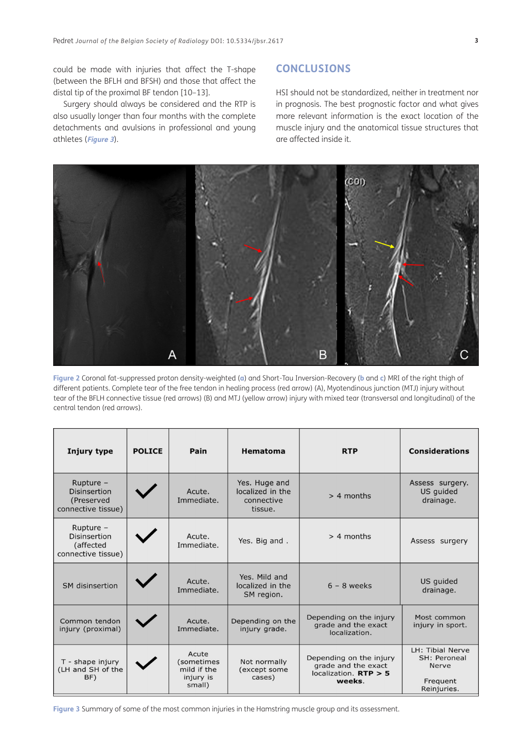could be made with injuries that affect the T-shape (between the BFLH and BFSH) and those that affect the distal tip of the proximal BF tendon [10–13].

Surgery should always be considered and the RTP is also usually longer than four months with the complete detachments and avulsions in professional and young athletes (*Figure 3*).

## CONCLUSIONS

HSI should not be standardized, neither in treatment nor in prognosis. The best prognostic factor and what gives more relevant information is the exact location of the muscle injury and the anatomical tissue structures that are affected inside it.

**Figure 2** Coronal fat-suppressed proton density-weighted (**a**) and Short-Tau Inversion-Recovery (**b** and **c**) MRI of the right thigh of different patients. Complete tear of the free tendon in healing process (red arrow) (A), Myotendinous junction (MTJ) injury without tear of the BFLH connective tissue (red arrows) (B) and MTJ (yellow arrow) injury with mixed tear (transversal and longitudinal) of the central tendon (red arrows).

| Injury type | POLICE | Pain | Hematoma | RTP | Considerations |
|---|---|---|---|---|---|
| Rupture – Disinsertion (Preserved connective tissue) | ✓ | Acute. Immediate. | Yes. Huge and localized in the connective tissue. | > 4 months | Assess surgery. US guided drainage. |
| Rupture – Disinsertion (affected connective tissue) | ✓ | Acute. Immediate. | Yes. Big and . | > 4 months | Assess surgery |
| SM disinsertion | ✓ | Acute. Immediate. | Yes. Mild and localized in the SM region. | 6 – 8 weeks | US guided drainage. |
| Common tendon injury (proximal) | ✓ | Acute. Immediate. | Depending on the injury grade. | Depending on the injury grade and the exact localization. | Most common injury in sport. |
| T - shape injury (LH and SH of the BF) | ✓ | Acute (sometimes mild if the injury is small) | Not normally (except some cases) | Depending on the injury grade and the exact localization. **RTP > 5 weeks**. | LH: Tibial Nerve SH: Peroneal Nerve Frequent Reinjuries. |

**Figure 3** Summary of some of the most common injuries in the Hamstring muscle group and its assessment.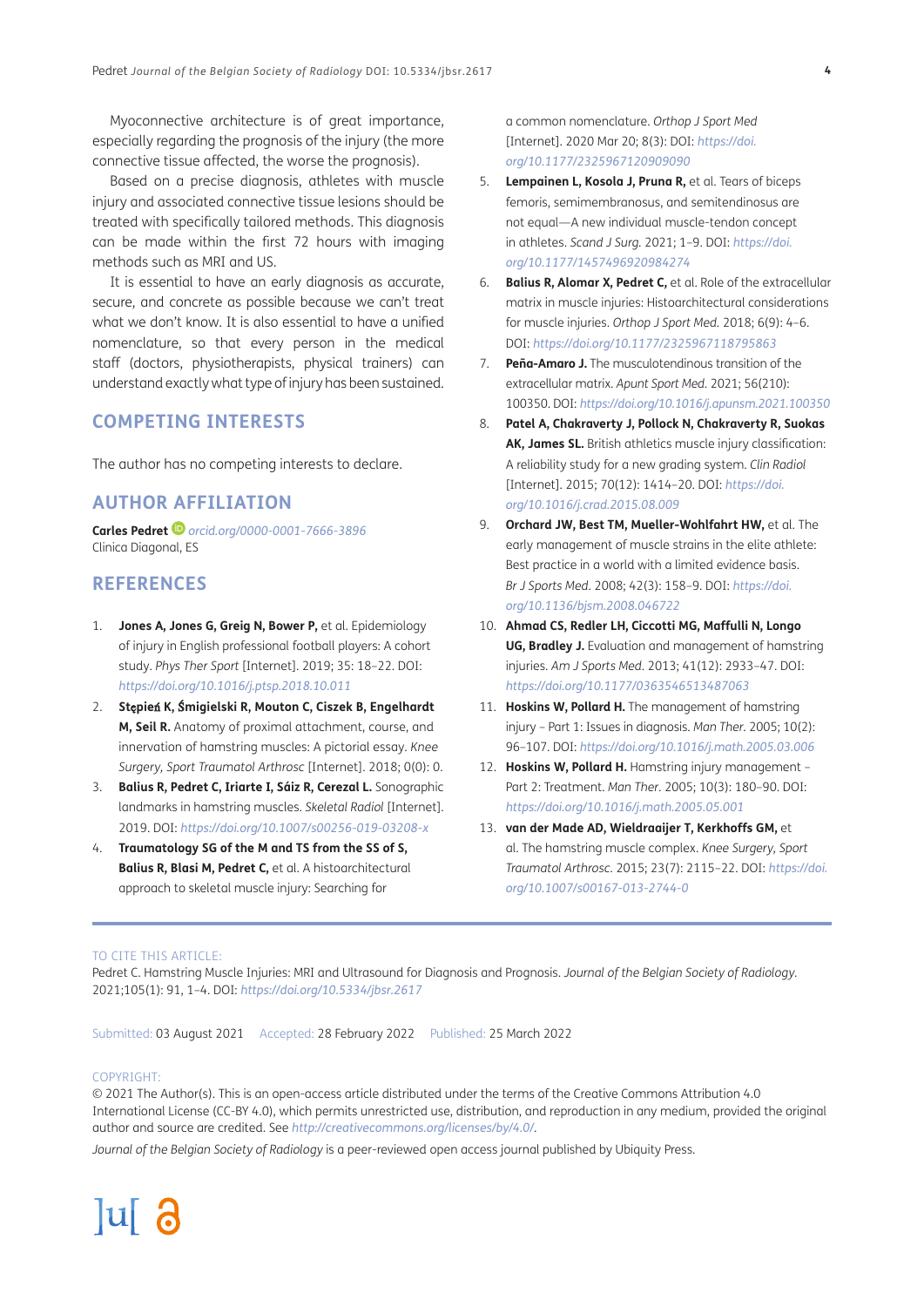Myoconnective architecture is of great importance, especially regarding the prognosis of the injury (the more connective tissue affected, the worse the prognosis).

Based on a precise diagnosis, athletes with muscle injury and associated connective tissue lesions should be treated with specifically tailored methods. This diagnosis can be made within the first 72 hours with imaging methods such as MRI and US.

It is essential to have an early diagnosis as accurate, secure, and concrete as possible because we can't treat what we don't know. It is also essential to have a unified nomenclature, so that every person in the medical staff (doctors, physiotherapists, physical trainers) can understand exactly what type of injury has been sustained.

## COMPETING INTERESTS

The author has no competing interests to declare.

## AUTHOR AFFILIATION

**Carles Pedret** *orcid.org/0000-0001-7666-3896*
Clinica Diagonal, ES

## REFERENCES

1. **Jones A, Jones G, Greig N, Bower P,** et al. Epidemiology of injury in English professional football players: A cohort study. *Phys Ther Sport* [Internet]. 2019; 35: 18–22. DOI: *https://doi.org/10.1016/j.ptsp.2018.10.011*
2. **Stępień K, Śmigielski R, Mouton C, Ciszek B, Engelhardt M, Seil R.** Anatomy of proximal attachment, course, and innervation of hamstring muscles: A pictorial essay. *Knee Surgery, Sport Traumatol Arthrosc* [Internet]. 2018; 0(0): 0.
3. **Balius R, Pedret C, Iriarte I, Sáiz R, Cerezal L.** Sonographic landmarks in hamstring muscles. *Skeletal Radiol* [Internet]. 2019. DOI: *https://doi.org/10.1007/s00256-019-03208-x*
4. **Traumatology SG of the M and TS from the SS of S, Balius R, Blasi M, Pedret C,** et al. A histoarchitectural approach to skeletal muscle injury: Searching for a common nomenclature. *Orthop J Sport Med* [Internet]. 2020 Mar 20; 8(3): DOI: *https://doi.org/10.1177/2325967120909090*
5. **Lempainen L, Kosola J, Pruna R,** et al. Tears of biceps femoris, semimembranosus, and semitendinosus are not equal—A new individual muscle-tendon concept in athletes. *Scand J Surg.* 2021; 1–9. DOI: *https://doi.org/10.1177/1457496920984274*
6. **Balius R, Alomar X, Pedret C,** et al. Role of the extracellular matrix in muscle injuries: Histoarchitectural considerations for muscle injuries. *Orthop J Sport Med.* 2018; 6(9): 4–6. DOI: *https://doi.org/10.1177/2325967118795863*
7. **Peña-Amaro J.** The musculotendinous transition of the extracellular matrix. *Apunt Sport Med.* 2021; 56(210): 100350. DOI: *https://doi.org/10.1016/j.apunsm.2021.100350*
8. **Patel A, Chakraverty J, Pollock N, Chakraverty R, Suokas AK, James SL.** British athletics muscle injury classification: A reliability study for a new grading system. *Clin Radiol* [Internet]. 2015; 70(12): 1414–20. DOI: *https://doi.org/10.1016/j.crad.2015.08.009*
9. **Orchard JW, Best TM, Mueller-Wohlfahrt HW,** et al. The early management of muscle strains in the elite athlete: Best practice in a world with a limited evidence basis. *Br J Sports Med.* 2008; 42(3): 158–9. DOI: *https://doi.org/10.1136/bjsm.2008.046722*
10. **Ahmad CS, Redler LH, Ciccotti MG, Maffulli N, Longo UG, Bradley J.** Evaluation and management of hamstring injuries. *Am J Sports Med.* 2013; 41(12): 2933–47. DOI: *https://doi.org/10.1177/0363546513487063*
11. **Hoskins W, Pollard H.** The management of hamstring injury – Part 1: Issues in diagnosis. *Man Ther.* 2005; 10(2): 96–107. DOI: *https://doi.org/10.1016/j.math.2005.03.006*
12. **Hoskins W, Pollard H.** Hamstring injury management – Part 2: Treatment. *Man Ther.* 2005; 10(3): 180–90. DOI: *https://doi.org/10.1016/j.math.2005.05.001*
13. **van der Made AD, Wieldraaijer T, Kerkhoffs GM,** et al. The hamstring muscle complex. *Knee Surgery, Sport Traumatol Arthrosc.* 2015; 23(7): 2115–22. *https://doi.org/10.1007/s00167-013-2744-0*

TO CITE THIS ARTICLE:

Pedret C. Hamstring Muscle Injuries: MRI and Ultrasound for Diagnosis and Prognosis. *Journal of the Belgian Society of Radiology.* 2021;105(1): 91, 1–4. DOI: *https://doi.org/10.5334/jbsr.2617*

Submitted: 03 August 2021 Accepted: 28 February 2022 Published: 25 March 2022

COPYRIGHT:

© 2021 The Author(s). This is an open-access article distributed under the terms of the Creative Commons Attribution 4.0 International License (CC-BY 4.0), which permits unrestricted use, distribution, and reproduction in any medium, provided the original author and source are credited. See *http://creativecommons.org/licenses/by/4.0/*.

*Journal of the Belgian Society of Radiology* is a peer-reviewed open access journal published by Ubiquity Press.